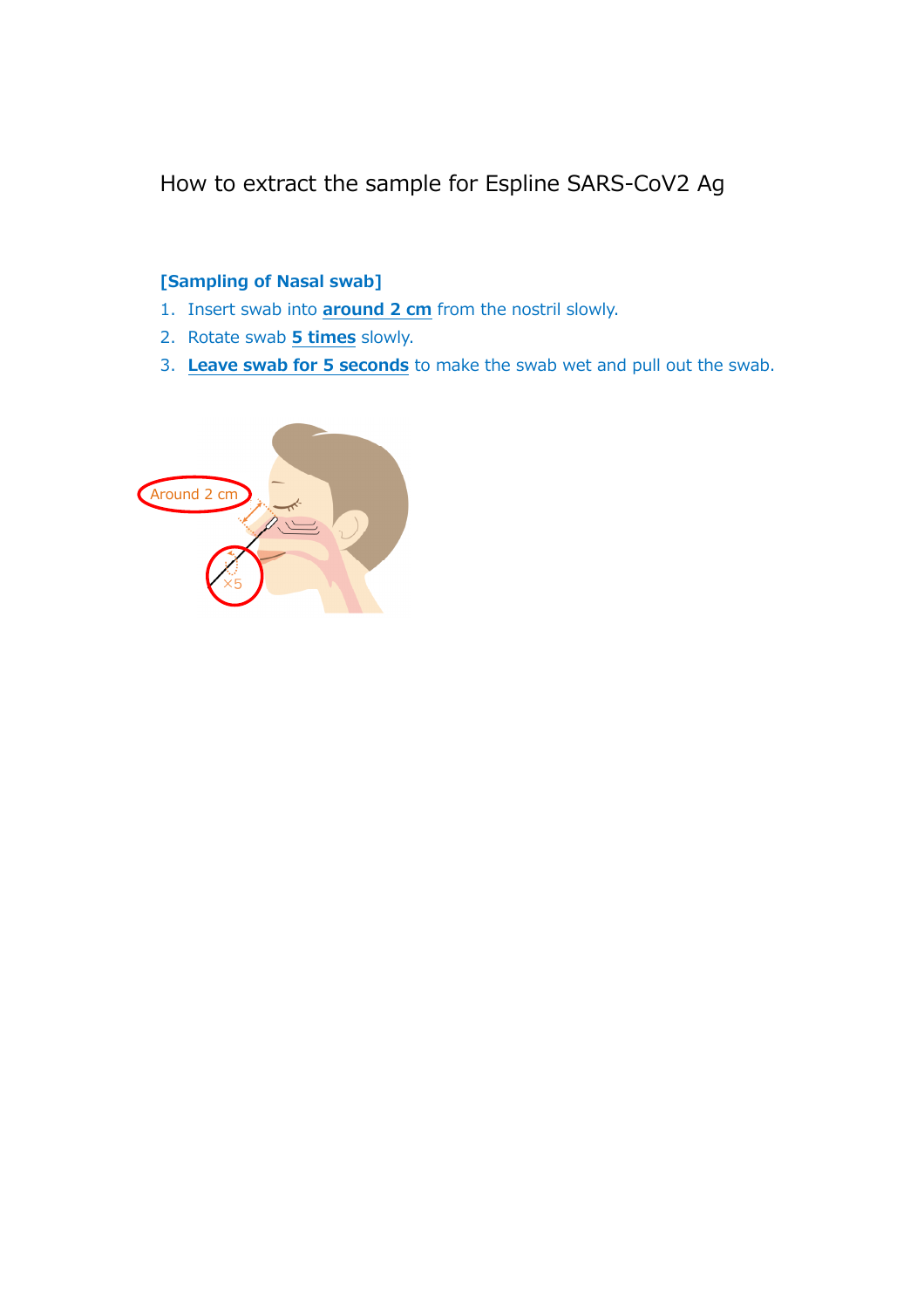# How to extract the sample for Espline SARS-CoV2 Ag

## [Sampling of Nasal swab]

1. Insert swab into **around 2 cm** from the nostril slowly.
2. Rotate swab **5 times** slowly.
3. **Leave swab for 5 seconds** to make the swab wet and pull out the swab.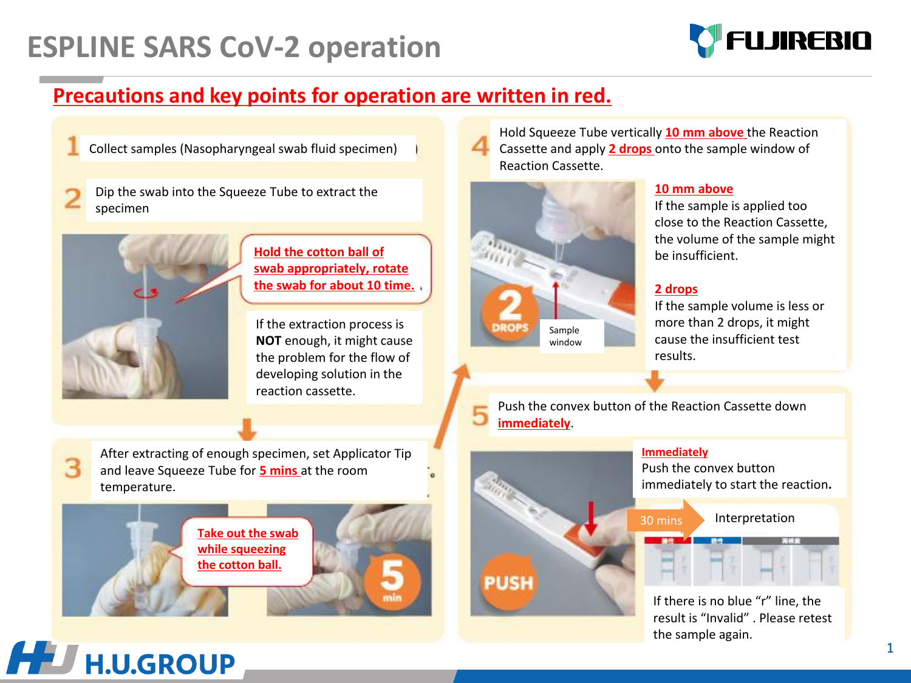# ESPLINE SARS CoV-2 operation

## Precautions and key points for operation are written in red.

**1** Collect samples (Nasopharyngeal swab fluid specimen)

**2** Dip the swab into the Squeeze Tube to extract the specimen

**Hold the cotton ball of swab appropriately, rotate the swab for about 10 time.**

If the extraction process is **NOT** enough, it might cause the problem for the flow of developing solution in the reaction cassette.

**3** After extracting of enough specimen, set Applicator Tip and leave Squeeze Tube for **5 mins** at the room temperature.

**Take out the swab while squeezing the cotton ball.**

5 min

**4** Hold Squeeze Tube vertically **10 mm above** the Reaction Cassette and apply **2 drops** onto the sample window of Reaction Cassette.

2 DROPS

Sample window

**10 mm above**
If the sample is applied too close to the Reaction Cassette, the volume of the sample might be insufficient.

**2 drops**
If the sample volume is less or more than 2 drops, it might cause the insufficient test results.

**5** Push the convex button of the Reaction Cassette down **immediately**.

PUSH

**Immediately**
Push the convex button immediately to start the reaction.

30 mins → Interpretation

If there is no blue "r" line, the result is "Invalid" . Please retest the sample again.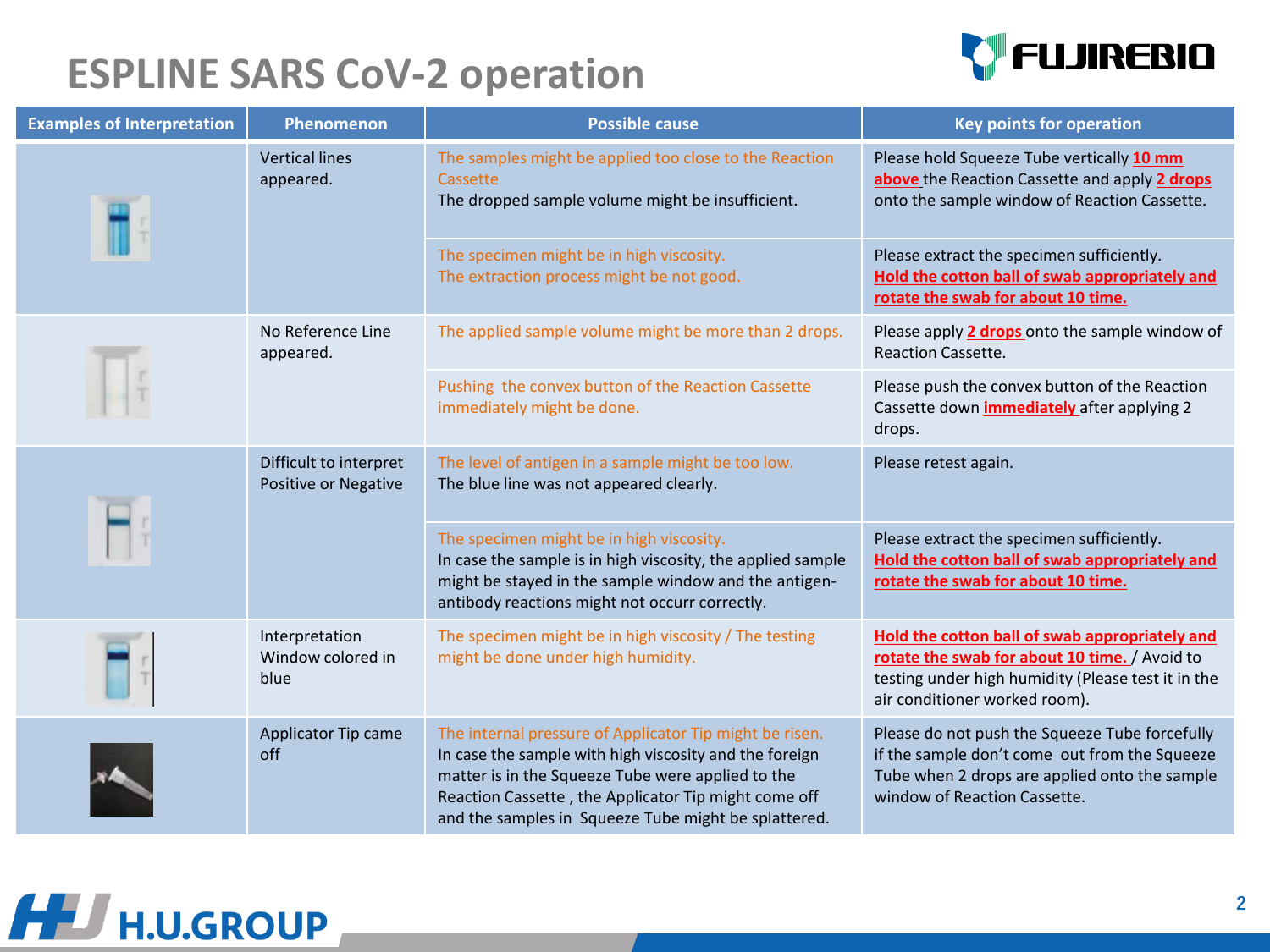# ESPLINE SARS CoV-2 operation

| Examples of Interpretation | Phenomenon | Possible cause | Key points for operation |
|---|---|---|---|
| | Vertical lines appeared. | The samples might be applied too close to the Reaction Cassette<br>The dropped sample volume might be insufficient. | Please hold Squeeze Tube vertically **10 mm above** the Reaction Cassette and apply **2 drops** onto the sample window of Reaction Cassette. |
| | | The specimen might be in high viscosity.<br>The extraction process might be not good. | Please extract the specimen sufficiently.<br>**Hold the cotton ball of swab appropriately and rotate the swab for about 10 time.** |
| | No Reference Line appeared. | The applied sample volume might be more than 2 drops. | Please apply **2 drops** onto the sample window of Reaction Cassette. |
| | | Pushing the convex button of the Reaction Cassette immediately might be done. | Please push the convex button of the Reaction Cassette down **immediately** after applying 2 drops. |
| | Difficult to interpret Positive or Negative | The level of antigen in a sample might be too low.<br>The blue line was not appeared clearly. | Please retest again. |
| | | The specimen might be in high viscosity.<br>In case the sample is in high viscosity, the applied sample might be stayed in the sample window and the antigen-antibody reactions might not occurr correctly. | Please extract the specimen sufficiently.<br>**Hold the cotton ball of swab appropriately and rotate the swab for about 10 time.** |
| | Interpretation Window colored in blue | The specimen might be in high viscosity / The testing might be done under high humidity. | **Hold the cotton ball of swab appropriately and rotate the swab for about 10 time.** / Avoid to testing under high humidity (Please test it in the air conditioner worked room). |
| | Applicator Tip came off | The internal pressure of Applicator Tip might be risen.<br>In case the sample with high viscosity and the foreign matter is in the Squeeze Tube were applied to the Reaction Cassette , the Applicator Tip might come off and the samples in Squeeze Tube might be splattered. | Please do not push the Squeeze Tube forcefully if the sample don't come out from the Squeeze Tube when 2 drops are applied onto the sample window of Reaction Cassette. |